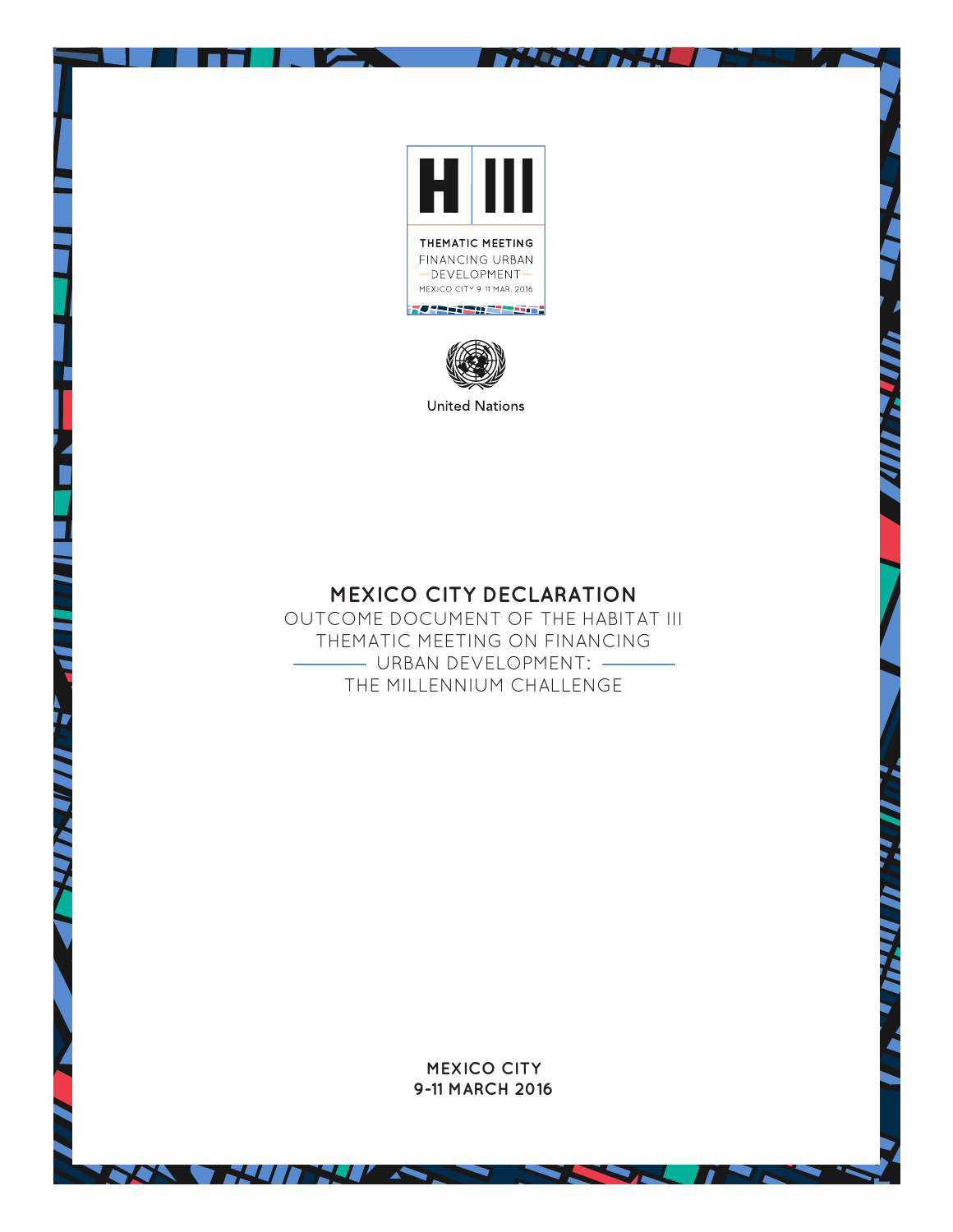H III

THEMATIC MEETING
FINANCING URBAN
DEVELOPMENT
MEXICO CITY 9-11 MAR. 2016

United Nations

# MEXICO CITY DECLARATION

## OUTCOME DOCUMENT OF THE HABITAT III THEMATIC MEETING ON FINANCING URBAN DEVELOPMENT: THE MILLENNIUM CHALLENGE

**MEXICO CITY**
**9-11 MARCH 2016**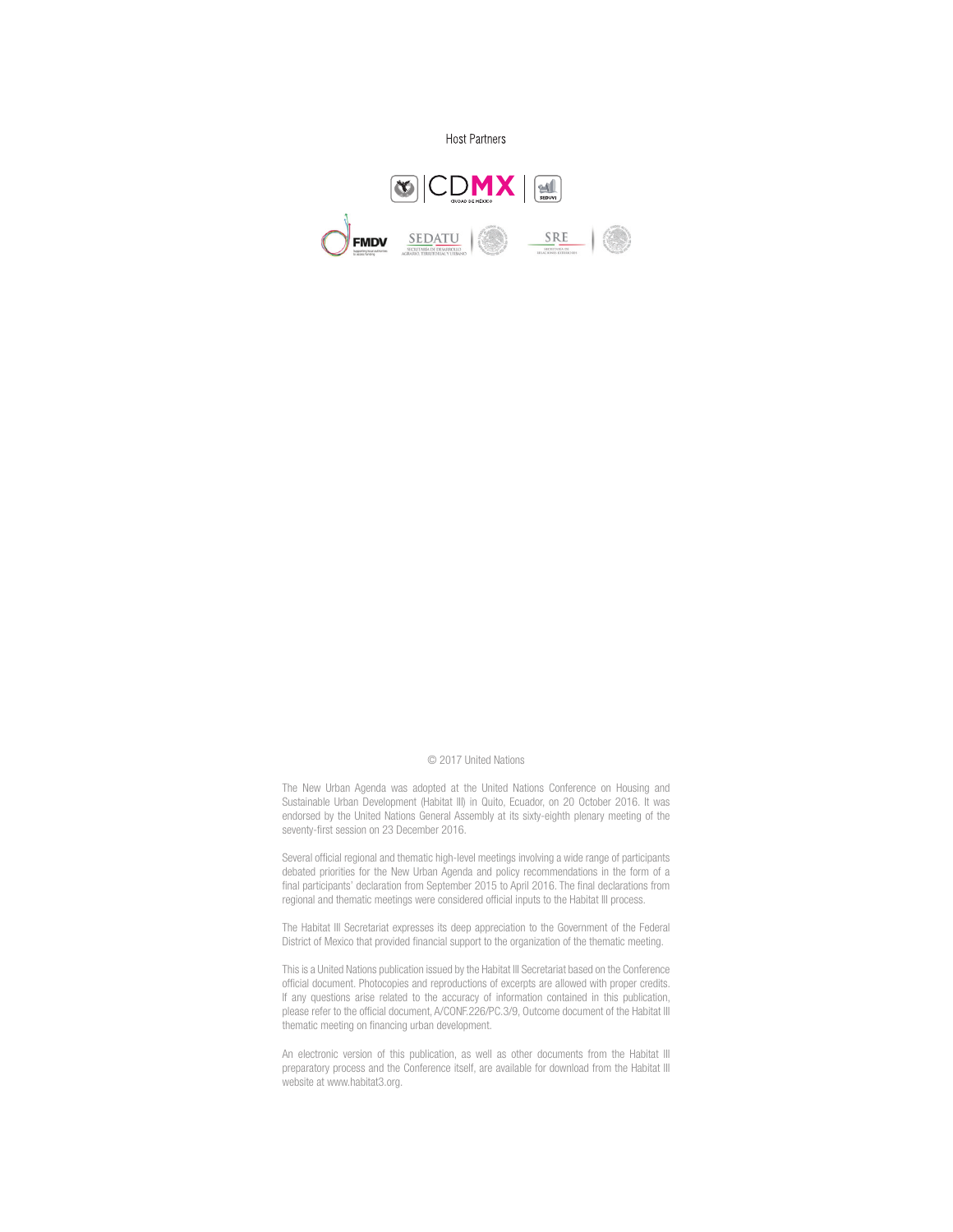Host Partners

CDMX

FMDV SEDATU SRE

© 2017 United Nations

The New Urban Agenda was adopted at the United Nations Conference on Housing and Sustainable Urban Development (Habitat III) in Quito, Ecuador, on 20 October 2016. It was endorsed by the United Nations General Assembly at its sixty-eighth plenary meeting of the seventy-first session on 23 December 2016.

Several official regional and thematic high-level meetings involving a wide range of participants debated priorities for the New Urban Agenda and policy recommendations in the form of a final participants' declaration from September 2015 to April 2016. The final declarations from regional and thematic meetings were considered official inputs to the Habitat III process.

The Habitat III Secretariat expresses its deep appreciation to the Government of the Federal District of Mexico that provided financial support to the organization of the thematic meeting.

This is a United Nations publication issued by the Habitat III Secretariat based on the Conference official document. Photocopies and reproductions of excerpts are allowed with proper credits. If any questions arise related to the accuracy of information contained in this publication, please refer to the official document, A/CONF.226/PC.3/9, Outcome document of the Habitat III thematic meeting on financing urban development.

An electronic version of this publication, as well as other documents from the Habitat III preparatory process and the Conference itself, are available for download from the Habitat III website at www.habitat3.org.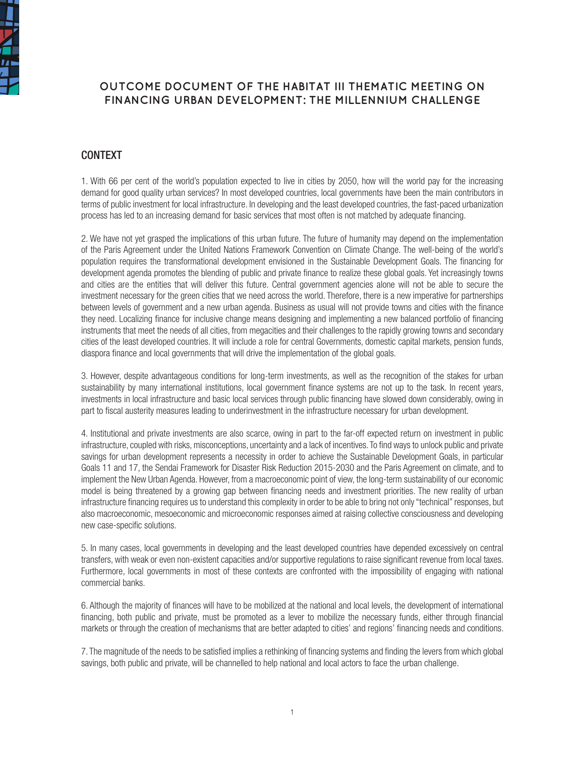# OUTCOME DOCUMENT OF THE HABITAT III THEMATIC MEETING ON FINANCING URBAN DEVELOPMENT: THE MILLENNIUM CHALLENGE

## CONTEXT

1. With 66 per cent of the world's population expected to live in cities by 2050, how will the world pay for the increasing demand for good quality urban services? In most developed countries, local governments have been the main contributors in terms of public investment for local infrastructure. In developing and the least developed countries, the fast-paced urbanization process has led to an increasing demand for basic services that most often is not matched by adequate financing.

2. We have not yet grasped the implications of this urban future. The future of humanity may depend on the implementation of the Paris Agreement under the United Nations Framework Convention on Climate Change. The well-being of the world's population requires the transformational development envisioned in the Sustainable Development Goals. The financing for development agenda promotes the blending of public and private finance to realize these global goals. Yet increasingly towns and cities are the entities that will deliver this future. Central government agencies alone will not be able to secure the investment necessary for the green cities that we need across the world. Therefore, there is a new imperative for partnerships between levels of government and a new urban agenda. Business as usual will not provide towns and cities with the finance they need. Localizing finance for inclusive change means designing and implementing a new balanced portfolio of financing instruments that meet the needs of all cities, from megacities and their challenges to the rapidly growing towns and secondary cities of the least developed countries. It will include a role for central Governments, domestic capital markets, pension funds, diaspora finance and local governments that will drive the implementation of the global goals.

3. However, despite advantageous conditions for long-term investments, as well as the recognition of the stakes for urban sustainability by many international institutions, local government finance systems are not up to the task. In recent years, investments in local infrastructure and basic local services through public financing have slowed down considerably, owing in part to fiscal austerity measures leading to underinvestment in the infrastructure necessary for urban development.

4. Institutional and private investments are also scarce, owing in part to the far-off expected return on investment in public infrastructure, coupled with risks, misconceptions, uncertainty and a lack of incentives. To find ways to unlock public and private savings for urban development represents a necessity in order to achieve the Sustainable Development Goals, in particular Goals 11 and 17, the Sendai Framework for Disaster Risk Reduction 2015-2030 and the Paris Agreement on climate, and to implement the New Urban Agenda. However, from a macroeconomic point of view, the long-term sustainability of our economic model is being threatened by a growing gap between financing needs and investment priorities. The new reality of urban infrastructure financing requires us to understand this complexity in order to be able to bring not only "technical" responses, but also macroeconomic, mesoeconomic and microeconomic responses aimed at raising collective consciousness and developing new case-specific solutions.

5. In many cases, local governments in developing and the least developed countries have depended excessively on central transfers, with weak or even non-existent capacities and/or supportive regulations to raise significant revenue from local taxes. Furthermore, local governments in most of these contexts are confronted with the impossibility of engaging with national commercial banks.

6. Although the majority of finances will have to be mobilized at the national and local levels, the development of international financing, both public and private, must be promoted as a lever to mobilize the necessary funds, either through financial markets or through the creation of mechanisms that are better adapted to cities' and regions' financing needs and conditions.

7. The magnitude of the needs to be satisfied implies a rethinking of financing systems and finding the levers from which global savings, both public and private, will be channelled to help national and local actors to face the urban challenge.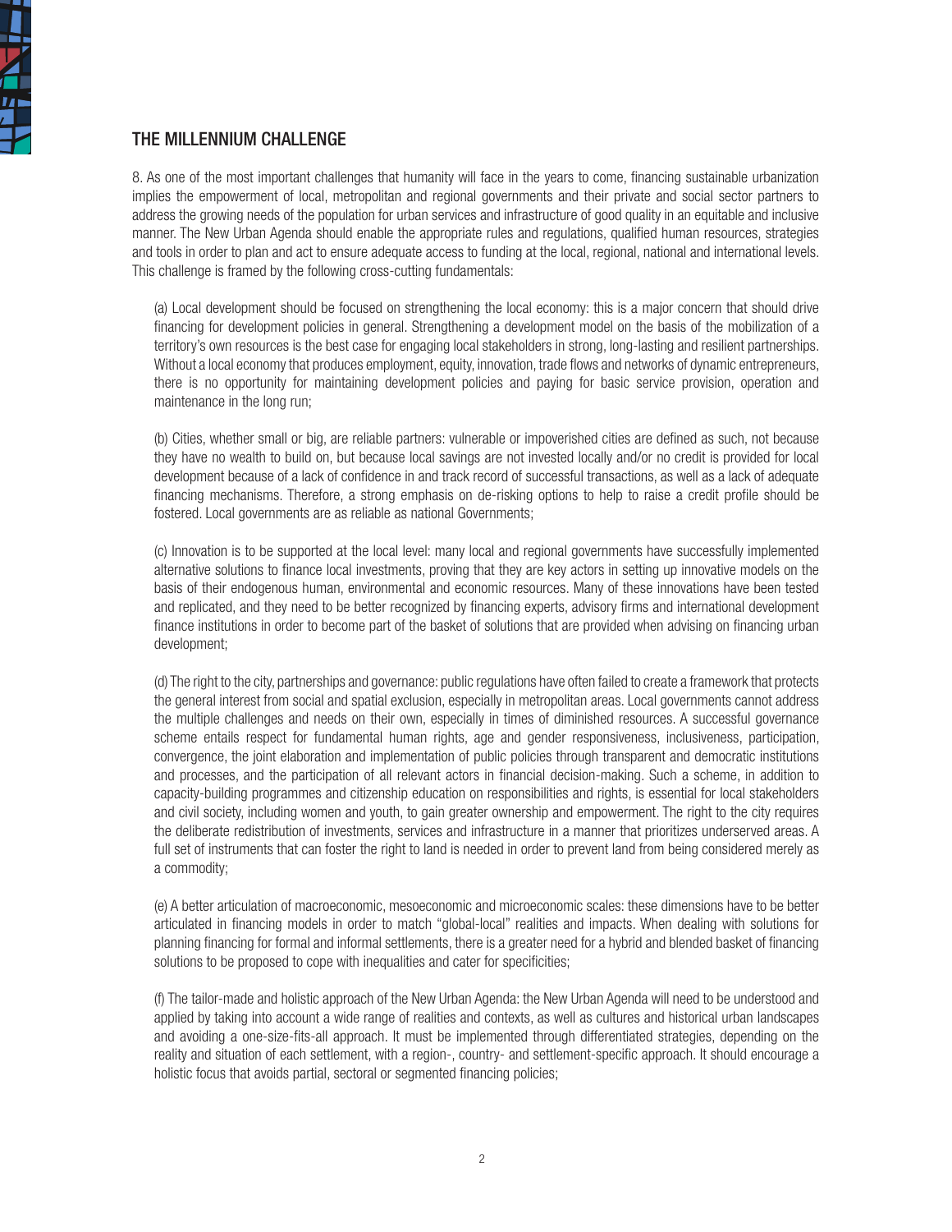## THE MILLENNIUM CHALLENGE

8. As one of the most important challenges that humanity will face in the years to come, financing sustainable urbanization implies the empowerment of local, metropolitan and regional governments and their private and social sector partners to address the growing needs of the population for urban services and infrastructure of good quality in an equitable and inclusive manner. The New Urban Agenda should enable the appropriate rules and regulations, qualified human resources, strategies and tools in order to plan and act to ensure adequate access to funding at the local, regional, national and international levels. This challenge is framed by the following cross-cutting fundamentals:

(a) Local development should be focused on strengthening the local economy: this is a major concern that should drive financing for development policies in general. Strengthening a development model on the basis of the mobilization of a territory's own resources is the best case for engaging local stakeholders in strong, long-lasting and resilient partnerships. Without a local economy that produces employment, equity, innovation, trade flows and networks of dynamic entrepreneurs, there is no opportunity for maintaining development policies and paying for basic service provision, operation and maintenance in the long run;

(b) Cities, whether small or big, are reliable partners: vulnerable or impoverished cities are defined as such, not because they have no wealth to build on, but because local savings are not invested locally and/or no credit is provided for local development because of a lack of confidence in and track record of successful transactions, as well as a lack of adequate financing mechanisms. Therefore, a strong emphasis on de-risking options to help to raise a credit profile should be fostered. Local governments are as reliable as national Governments;

(c) Innovation is to be supported at the local level: many local and regional governments have successfully implemented alternative solutions to finance local investments, proving that they are key actors in setting up innovative models on the basis of their endogenous human, environmental and economic resources. Many of these innovations have been tested and replicated, and they need to be better recognized by financing experts, advisory firms and international development finance institutions in order to become part of the basket of solutions that are provided when advising on financing urban development;

(d) The right to the city, partnerships and governance: public regulations have often failed to create a framework that protects the general interest from social and spatial exclusion, especially in metropolitan areas. Local governments cannot address the multiple challenges and needs on their own, especially in times of diminished resources. A successful governance scheme entails respect for fundamental human rights, age and gender responsiveness, inclusiveness, participation, convergence, the joint elaboration and implementation of public policies through transparent and democratic institutions and processes, and the participation of all relevant actors in financial decision-making. Such a scheme, in addition to capacity-building programmes and citizenship education on responsibilities and rights, is essential for local stakeholders and civil society, including women and youth, to gain greater ownership and empowerment. The right to the city requires the deliberate redistribution of investments, services and infrastructure in a manner that prioritizes underserved areas. A full set of instruments that can foster the right to land is needed in order to prevent land from being considered merely as a commodity;

(e) A better articulation of macroeconomic, mesoeconomic and microeconomic scales: these dimensions have to be better articulated in financing models in order to match "global-local" realities and impacts. When dealing with solutions for planning financing for formal and informal settlements, there is a greater need for a hybrid and blended basket of financing solutions to be proposed to cope with inequalities and cater for specificities;

(f) The tailor-made and holistic approach of the New Urban Agenda: the New Urban Agenda will need to be understood and applied by taking into account a wide range of realities and contexts, as well as cultures and historical urban landscapes and avoiding a one-size-fits-all approach. It must be implemented through differentiated strategies, depending on the reality and situation of each settlement, with a region-, country- and settlement-specific approach. It should encourage a holistic focus that avoids partial, sectoral or segmented financing policies;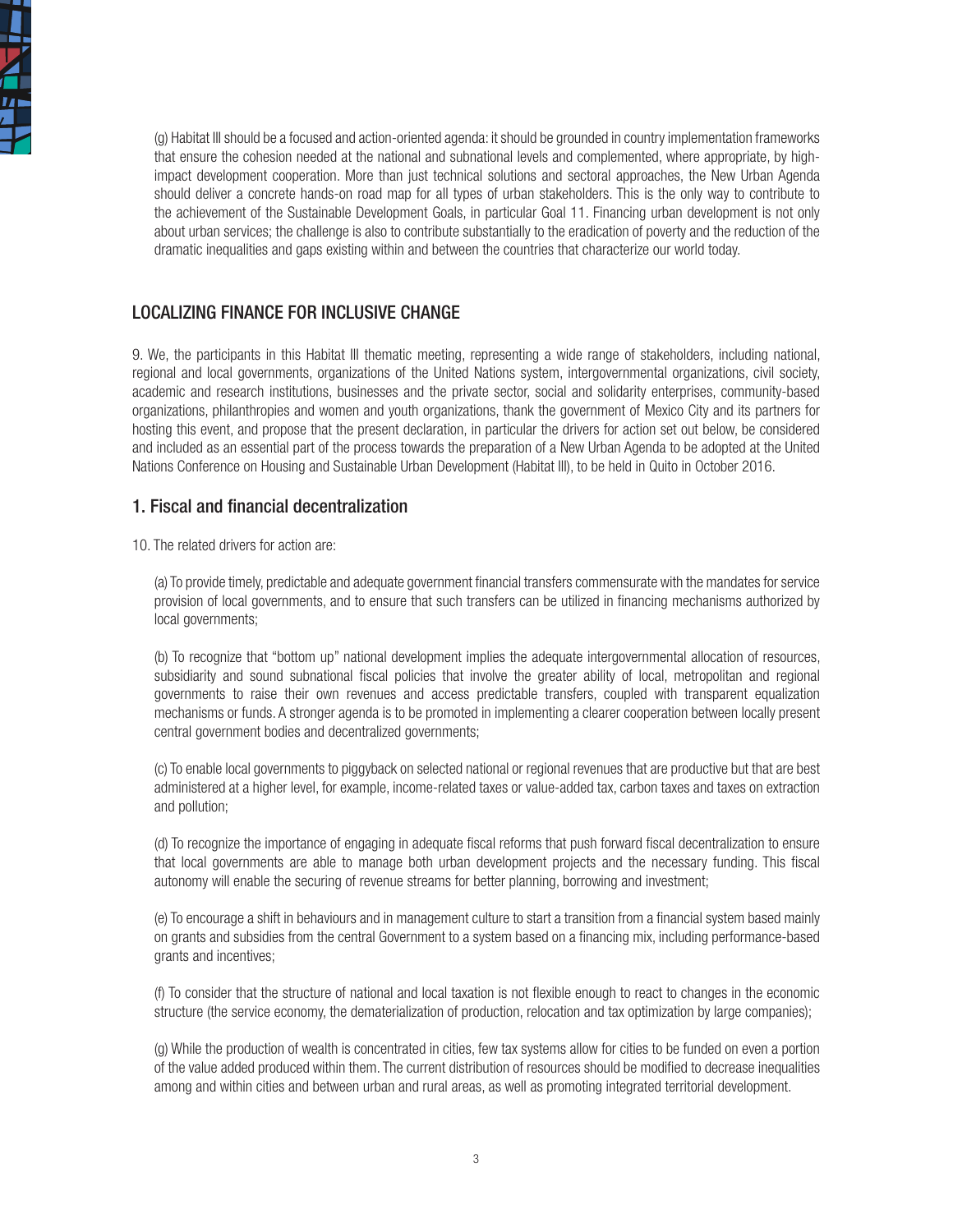(g) Habitat III should be a focused and action-oriented agenda: it should be grounded in country implementation frameworks that ensure the cohesion needed at the national and subnational levels and complemented, where appropriate, by high-impact development cooperation. More than just technical solutions and sectoral approaches, the New Urban Agenda should deliver a concrete hands-on road map for all types of urban stakeholders. This is the only way to contribute to the achievement of the Sustainable Development Goals, in particular Goal 11. Financing urban development is not only about urban services; the challenge is also to contribute substantially to the eradication of poverty and the reduction of the dramatic inequalities and gaps existing within and between the countries that characterize our world today.

## LOCALIZING FINANCE FOR INCLUSIVE CHANGE

9. We, the participants in this Habitat III thematic meeting, representing a wide range of stakeholders, including national, regional and local governments, organizations of the United Nations system, intergovernmental organizations, civil society, academic and research institutions, businesses and the private sector, social and solidarity enterprises, community-based organizations, philanthropies and women and youth organizations, thank the government of Mexico City and its partners for hosting this event, and propose that the present declaration, in particular the drivers for action set out below, be considered and included as an essential part of the process towards the preparation of a New Urban Agenda to be adopted at the United Nations Conference on Housing and Sustainable Urban Development (Habitat III), to be held in Quito in October 2016.

### 1. Fiscal and financial decentralization

10. The related drivers for action are:

(a) To provide timely, predictable and adequate government financial transfers commensurate with the mandates for service provision of local governments, and to ensure that such transfers can be utilized in financing mechanisms authorized by local governments;

(b) To recognize that "bottom up" national development implies the adequate intergovernmental allocation of resources, subsidiarity and sound subnational fiscal policies that involve the greater ability of local, metropolitan and regional governments to raise their own revenues and access predictable transfers, coupled with transparent equalization mechanisms or funds. A stronger agenda is to be promoted in implementing a clearer cooperation between locally present central government bodies and decentralized governments;

(c) To enable local governments to piggyback on selected national or regional revenues that are productive but that are best administered at a higher level, for example, income-related taxes or value-added tax, carbon taxes and taxes on extraction and pollution;

(d) To recognize the importance of engaging in adequate fiscal reforms that push forward fiscal decentralization to ensure that local governments are able to manage both urban development projects and the necessary funding. This fiscal autonomy will enable the securing of revenue streams for better planning, borrowing and investment;

(e) To encourage a shift in behaviours and in management culture to start a transition from a financial system based mainly on grants and subsidies from the central Government to a system based on a financing mix, including performance-based grants and incentives;

(f) To consider that the structure of national and local taxation is not flexible enough to react to changes in the economic structure (the service economy, the dematerialization of production, relocation and tax optimization by large companies);

(g) While the production of wealth is concentrated in cities, few tax systems allow for cities to be funded on even a portion of the value added produced within them. The current distribution of resources should be modified to decrease inequalities among and within cities and between urban and rural areas, as well as promoting integrated territorial development.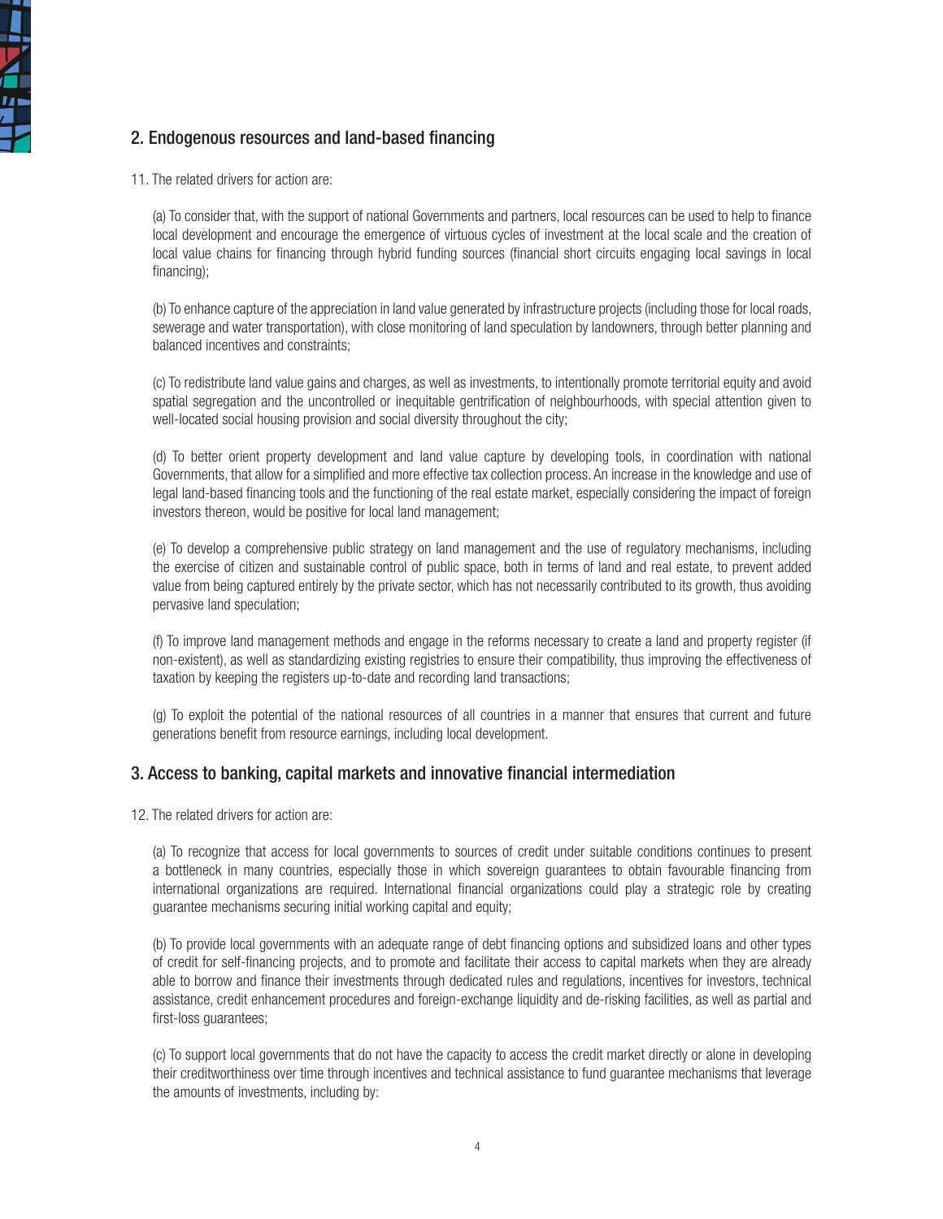## 2. Endogenous resources and land-based financing

11. The related drivers for action are:

(a) To consider that, with the support of national Governments and partners, local resources can be used to help to finance local development and encourage the emergence of virtuous cycles of investment at the local scale and the creation of local value chains for financing through hybrid funding sources (financial short circuits engaging local savings in local financing);

(b) To enhance capture of the appreciation in land value generated by infrastructure projects (including those for local roads, sewerage and water transportation), with close monitoring of land speculation by landowners, through better planning and balanced incentives and constraints;

(c) To redistribute land value gains and charges, as well as investments, to intentionally promote territorial equity and avoid spatial segregation and the uncontrolled or inequitable gentrification of neighbourhoods, with special attention given to well-located social housing provision and social diversity throughout the city;

(d) To better orient property development and land value capture by developing tools, in coordination with national Governments, that allow for a simplified and more effective tax collection process. An increase in the knowledge and use of legal land-based financing tools and the functioning of the real estate market, especially considering the impact of foreign investors thereon, would be positive for local land management;

(e) To develop a comprehensive public strategy on land management and the use of regulatory mechanisms, including the exercise of citizen and sustainable control of public space, both in terms of land and real estate, to prevent added value from being captured entirely by the private sector, which has not necessarily contributed to its growth, thus avoiding pervasive land speculation;

(f) To improve land management methods and engage in the reforms necessary to create a land and property register (if non-existent), as well as standardizing existing registries to ensure their compatibility, thus improving the effectiveness of taxation by keeping the registers up-to-date and recording land transactions;

(g) To exploit the potential of the national resources of all countries in a manner that ensures that current and future generations benefit from resource earnings, including local development.

## 3. Access to banking, capital markets and innovative financial intermediation

12. The related drivers for action are:

(a) To recognize that access for local governments to sources of credit under suitable conditions continues to present a bottleneck in many countries, especially those in which sovereign guarantees to obtain favourable financing from international organizations are required. International financial organizations could play a strategic role by creating guarantee mechanisms securing initial working capital and equity;

(b) To provide local governments with an adequate range of debt financing options and subsidized loans and other types of credit for self-financing projects, and to promote and facilitate their access to capital markets when they are already able to borrow and finance their investments through dedicated rules and regulations, incentives for investors, technical assistance, credit enhancement procedures and foreign-exchange liquidity and de-risking facilities, as well as partial and first-loss guarantees;

(c) To support local governments that do not have the capacity to access the credit market directly or alone in developing their creditworthiness over time through incentives and technical assistance to fund guarantee mechanisms that leverage the amounts of investments, including by: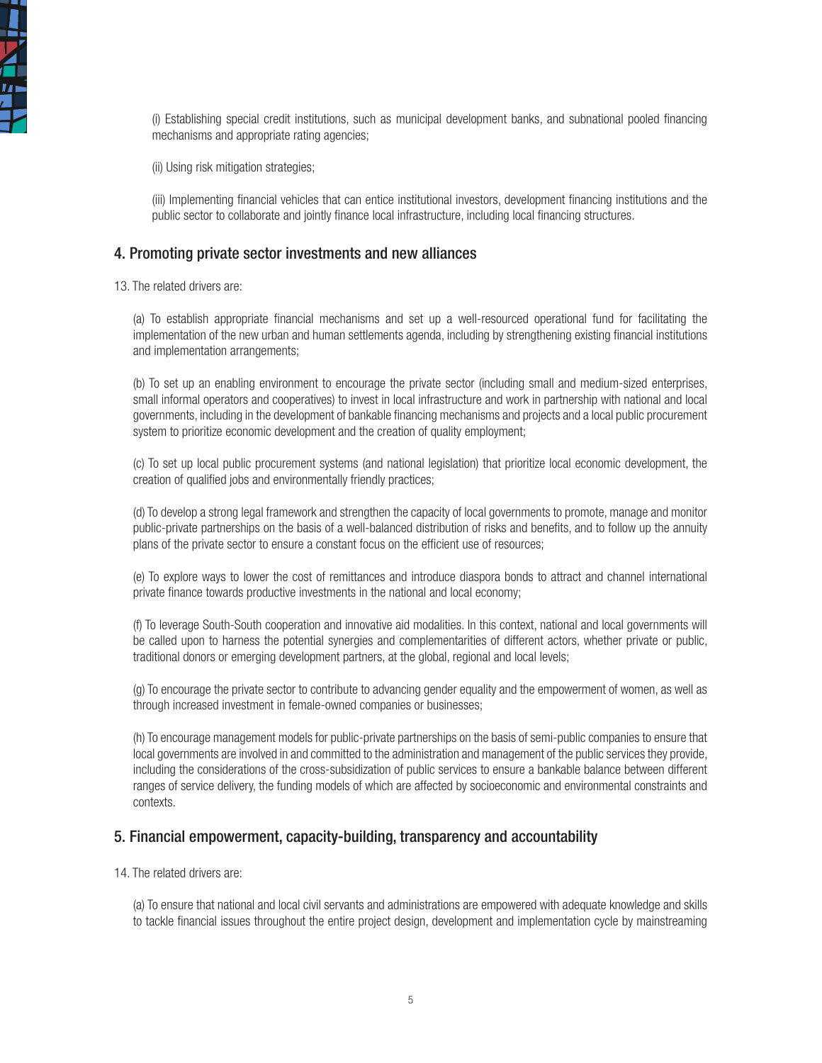(i) Establishing special credit institutions, such as municipal development banks, and subnational pooled financing mechanisms and appropriate rating agencies;

(ii) Using risk mitigation strategies;

(iii) Implementing financial vehicles that can entice institutional investors, development financing institutions and the public sector to collaborate and jointly finance local infrastructure, including local financing structures.

## 4. Promoting private sector investments and new alliances

13. The related drivers are:

(a) To establish appropriate financial mechanisms and set up a well-resourced operational fund for facilitating the implementation of the new urban and human settlements agenda, including by strengthening existing financial institutions and implementation arrangements;

(b) To set up an enabling environment to encourage the private sector (including small and medium-sized enterprises, small informal operators and cooperatives) to invest in local infrastructure and work in partnership with national and local governments, including in the development of bankable financing mechanisms and projects and a local public procurement system to prioritize economic development and the creation of quality employment;

(c) To set up local public procurement systems (and national legislation) that prioritize local economic development, the creation of qualified jobs and environmentally friendly practices;

(d) To develop a strong legal framework and strengthen the capacity of local governments to promote, manage and monitor public-private partnerships on the basis of a well-balanced distribution of risks and benefits, and to follow up the annuity plans of the private sector to ensure a constant focus on the efficient use of resources;

(e) To explore ways to lower the cost of remittances and introduce diaspora bonds to attract and channel international private finance towards productive investments in the national and local economy;

(f) To leverage South-South cooperation and innovative aid modalities. In this context, national and local governments will be called upon to harness the potential synergies and complementarities of different actors, whether private or public, traditional donors or emerging development partners, at the global, regional and local levels;

(g) To encourage the private sector to contribute to advancing gender equality and the empowerment of women, as well as through increased investment in female-owned companies or businesses;

(h) To encourage management models for public-private partnerships on the basis of semi-public companies to ensure that local governments are involved in and committed to the administration and management of the public services they provide, including the considerations of the cross-subsidization of public services to ensure a bankable balance between different ranges of service delivery, the funding models of which are affected by socioeconomic and environmental constraints and contexts.

## 5. Financial empowerment, capacity-building, transparency and accountability

14. The related drivers are:

(a) To ensure that national and local civil servants and administrations are empowered with adequate knowledge and skills to tackle financial issues throughout the entire project design, development and implementation cycle by mainstreaming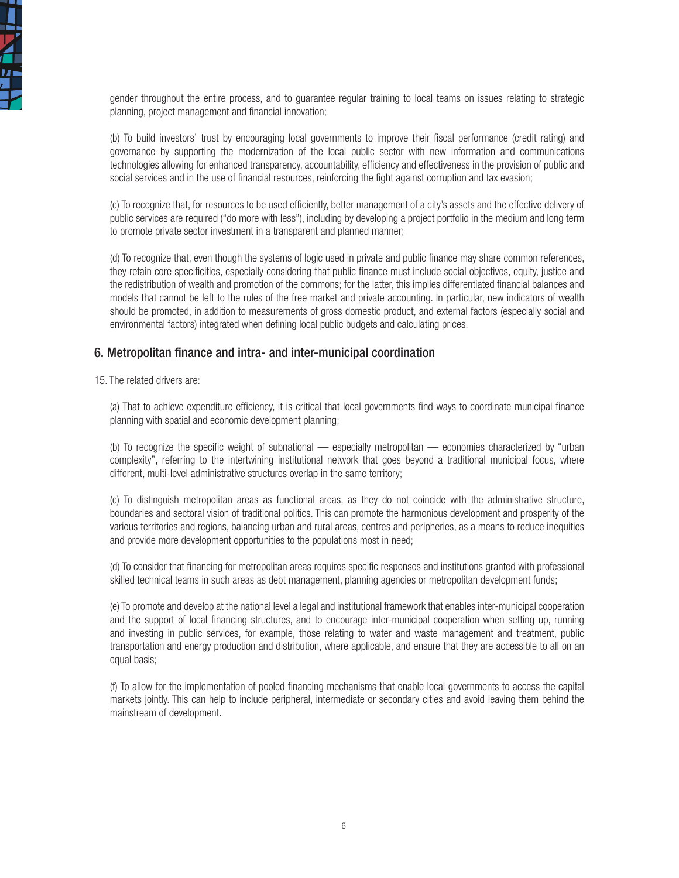gender throughout the entire process, and to guarantee regular training to local teams on issues relating to strategic planning, project management and financial innovation;

(b) To build investors' trust by encouraging local governments to improve their fiscal performance (credit rating) and governance by supporting the modernization of the local public sector with new information and communications technologies allowing for enhanced transparency, accountability, efficiency and effectiveness in the provision of public and social services and in the use of financial resources, reinforcing the fight against corruption and tax evasion;

(c) To recognize that, for resources to be used efficiently, better management of a city's assets and the effective delivery of public services are required ("do more with less"), including by developing a project portfolio in the medium and long term to promote private sector investment in a transparent and planned manner;

(d) To recognize that, even though the systems of logic used in private and public finance may share common references, they retain core specificities, especially considering that public finance must include social objectives, equity, justice and the redistribution of wealth and promotion of the commons; for the latter, this implies differentiated financial balances and models that cannot be left to the rules of the free market and private accounting. In particular, new indicators of wealth should be promoted, in addition to measurements of gross domestic product, and external factors (especially social and environmental factors) integrated when defining local public budgets and calculating prices.

## 6. Metropolitan finance and intra- and inter-municipal coordination

15. The related drivers are:

(a) That to achieve expenditure efficiency, it is critical that local governments find ways to coordinate municipal finance planning with spatial and economic development planning;

(b) To recognize the specific weight of subnational — especially metropolitan — economies characterized by "urban complexity", referring to the intertwining institutional network that goes beyond a traditional municipal focus, where different, multi-level administrative structures overlap in the same territory;

(c) To distinguish metropolitan areas as functional areas, as they do not coincide with the administrative structure, boundaries and sectoral vision of traditional politics. This can promote the harmonious development and prosperity of the various territories and regions, balancing urban and rural areas, centres and peripheries, as a means to reduce inequities and provide more development opportunities to the populations most in need;

(d) To consider that financing for metropolitan areas requires specific responses and institutions granted with professional skilled technical teams in such areas as debt management, planning agencies or metropolitan development funds;

(e) To promote and develop at the national level a legal and institutional framework that enables inter-municipal cooperation and the support of local financing structures, and to encourage inter-municipal cooperation when setting up, running and investing in public services, for example, those relating to water and waste management and treatment, public transportation and energy production and distribution, where applicable, and ensure that they are accessible to all on an equal basis;

(f) To allow for the implementation of pooled financing mechanisms that enable local governments to access the capital markets jointly. This can help to include peripheral, intermediate or secondary cities and avoid leaving them behind the mainstream of development.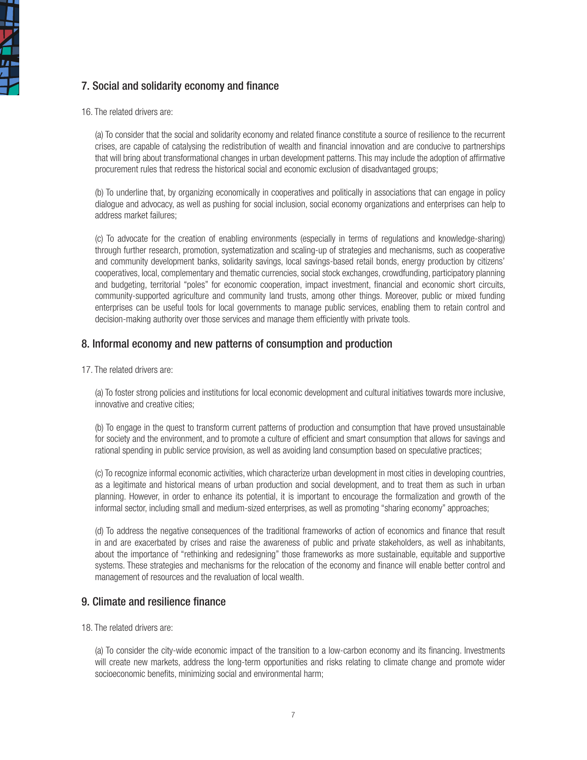## 7. Social and solidarity economy and finance

16. The related drivers are:

(a) To consider that the social and solidarity economy and related finance constitute a source of resilience to the recurrent crises, are capable of catalysing the redistribution of wealth and financial innovation and are conducive to partnerships that will bring about transformational changes in urban development patterns. This may include the adoption of affirmative procurement rules that redress the historical social and economic exclusion of disadvantaged groups;

(b) To underline that, by organizing economically in cooperatives and politically in associations that can engage in policy dialogue and advocacy, as well as pushing for social inclusion, social economy organizations and enterprises can help to address market failures;

(c) To advocate for the creation of enabling environments (especially in terms of regulations and knowledge-sharing) through further research, promotion, systematization and scaling-up of strategies and mechanisms, such as cooperative and community development banks, solidarity savings, local savings-based retail bonds, energy production by citizens' cooperatives, local, complementary and thematic currencies, social stock exchanges, crowdfunding, participatory planning and budgeting, territorial "poles" for economic cooperation, impact investment, financial and economic short circuits, community-supported agriculture and community land trusts, among other things. Moreover, public or mixed funding enterprises can be useful tools for local governments to manage public services, enabling them to retain control and decision-making authority over those services and manage them efficiently with private tools.

## 8. Informal economy and new patterns of consumption and production

17. The related drivers are:

(a) To foster strong policies and institutions for local economic development and cultural initiatives towards more inclusive, innovative and creative cities;

(b) To engage in the quest to transform current patterns of production and consumption that have proved unsustainable for society and the environment, and to promote a culture of efficient and smart consumption that allows for savings and rational spending in public service provision, as well as avoiding land consumption based on speculative practices;

(c) To recognize informal economic activities, which characterize urban development in most cities in developing countries, as a legitimate and historical means of urban production and social development, and to treat them as such in urban planning. However, in order to enhance its potential, it is important to encourage the formalization and growth of the informal sector, including small and medium-sized enterprises, as well as promoting "sharing economy" approaches;

(d) To address the negative consequences of the traditional frameworks of action of economics and finance that result in and are exacerbated by crises and raise the awareness of public and private stakeholders, as well as inhabitants, about the importance of "rethinking and redesigning" those frameworks as more sustainable, equitable and supportive systems. These strategies and mechanisms for the relocation of the economy and finance will enable better control and management of resources and the revaluation of local wealth.

## 9. Climate and resilience finance

18. The related drivers are:

(a) To consider the city-wide economic impact of the transition to a low-carbon economy and its financing. Investments will create new markets, address the long-term opportunities and risks relating to climate change and promote wider socioeconomic benefits, minimizing social and environmental harm;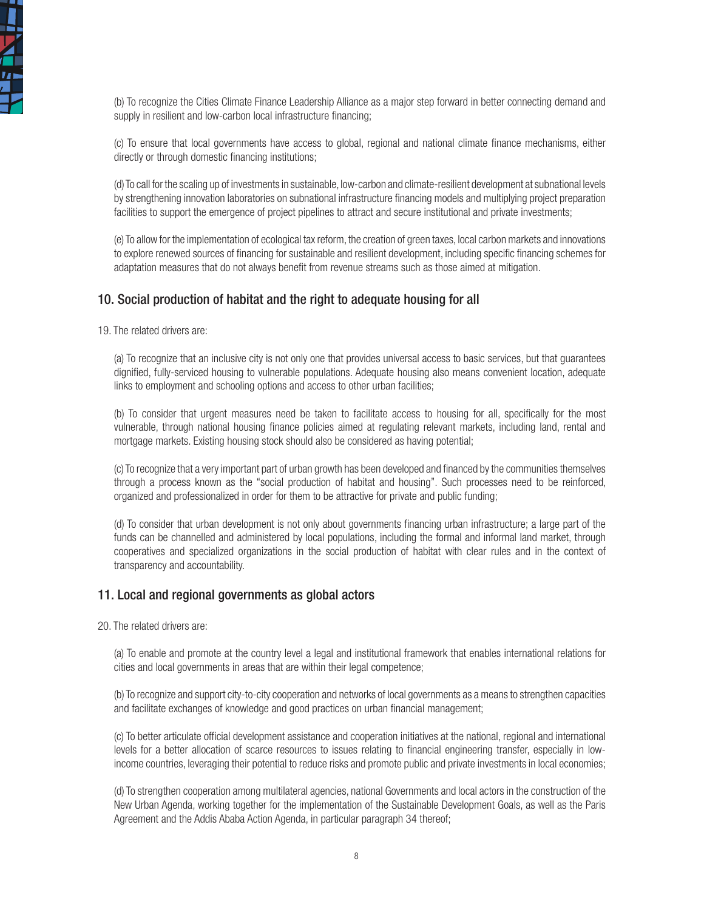(b) To recognize the Cities Climate Finance Leadership Alliance as a major step forward in better connecting demand and supply in resilient and low-carbon local infrastructure financing;

(c) To ensure that local governments have access to global, regional and national climate finance mechanisms, either directly or through domestic financing institutions;

(d) To call for the scaling up of investments in sustainable, low-carbon and climate-resilient development at subnational levels by strengthening innovation laboratories on subnational infrastructure financing models and multiplying project preparation facilities to support the emergence of project pipelines to attract and secure institutional and private investments;

(e) To allow for the implementation of ecological tax reform, the creation of green taxes, local carbon markets and innovations to explore renewed sources of financing for sustainable and resilient development, including specific financing schemes for adaptation measures that do not always benefit from revenue streams such as those aimed at mitigation.

## 10. Social production of habitat and the right to adequate housing for all

19. The related drivers are:

(a) To recognize that an inclusive city is not only one that provides universal access to basic services, but that guarantees dignified, fully-serviced housing to vulnerable populations. Adequate housing also means convenient location, adequate links to employment and schooling options and access to other urban facilities;

(b) To consider that urgent measures need be taken to facilitate access to housing for all, specifically for the most vulnerable, through national housing finance policies aimed at regulating relevant markets, including land, rental and mortgage markets. Existing housing stock should also be considered as having potential;

(c) To recognize that a very important part of urban growth has been developed and financed by the communities themselves through a process known as the "social production of habitat and housing". Such processes need to be reinforced, organized and professionalized in order for them to be attractive for private and public funding;

(d) To consider that urban development is not only about governments financing urban infrastructure; a large part of the funds can be channelled and administered by local populations, including the formal and informal land market, through cooperatives and specialized organizations in the social production of habitat with clear rules and in the context of transparency and accountability.

## 11. Local and regional governments as global actors

20. The related drivers are:

(a) To enable and promote at the country level a legal and institutional framework that enables international relations for cities and local governments in areas that are within their legal competence;

(b) To recognize and support city-to-city cooperation and networks of local governments as a means to strengthen capacities and facilitate exchanges of knowledge and good practices on urban financial management;

(c) To better articulate official development assistance and cooperation initiatives at the national, regional and international levels for a better allocation of scarce resources to issues relating to financial engineering transfer, especially in low-income countries, leveraging their potential to reduce risks and promote public and private investments in local economies;

(d) To strengthen cooperation among multilateral agencies, national Governments and local actors in the construction of the New Urban Agenda, working together for the implementation of the Sustainable Development Goals, as well as the Paris Agreement and the Addis Ababa Action Agenda, in particular paragraph 34 thereof;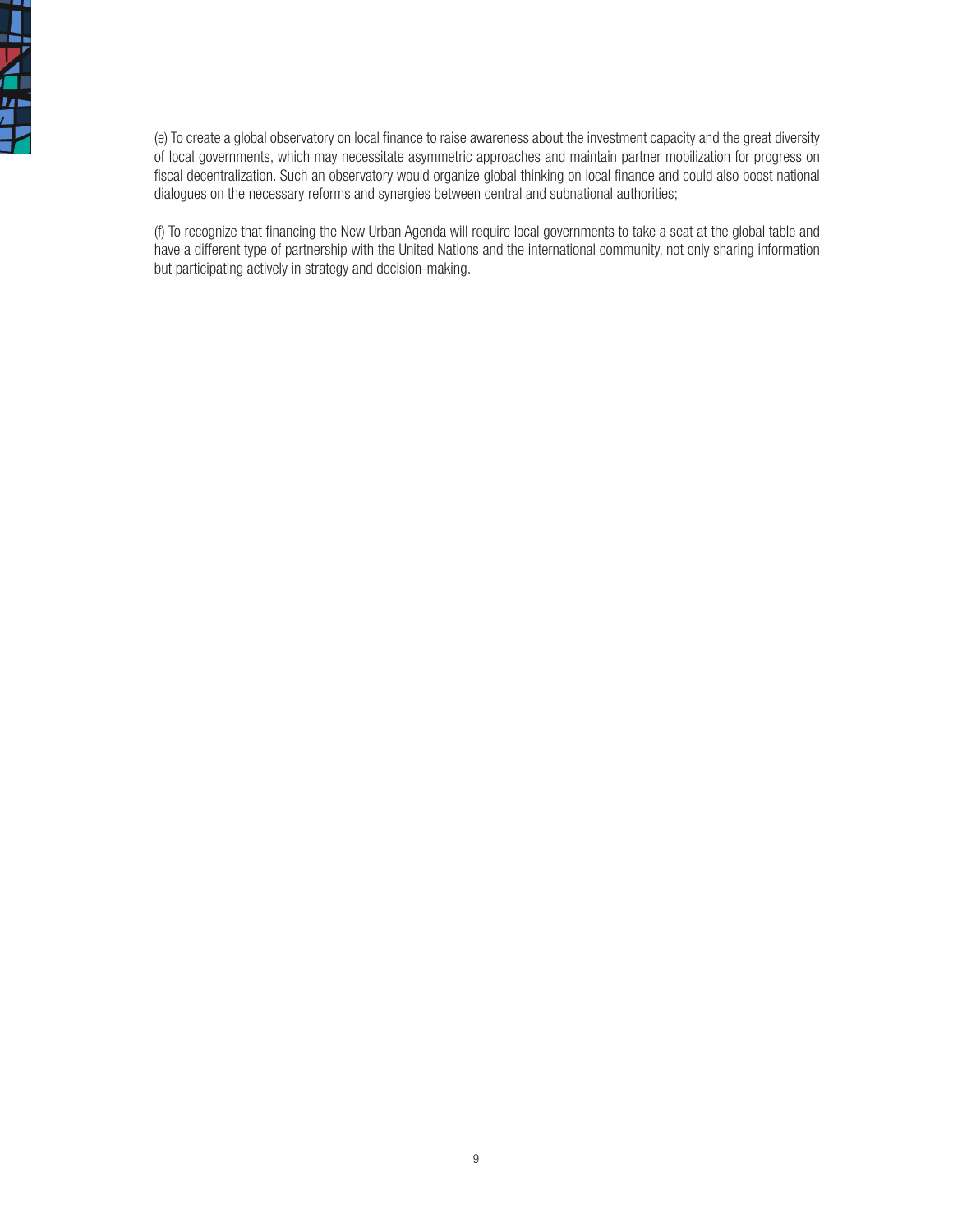(e) To create a global observatory on local finance to raise awareness about the investment capacity and the great diversity of local governments, which may necessitate asymmetric approaches and maintain partner mobilization for progress on fiscal decentralization. Such an observatory would organize global thinking on local finance and could also boost national dialogues on the necessary reforms and synergies between central and subnational authorities;

(f) To recognize that financing the New Urban Agenda will require local governments to take a seat at the global table and have a different type of partnership with the United Nations and the international community, not only sharing information but participating actively in strategy and decision-making.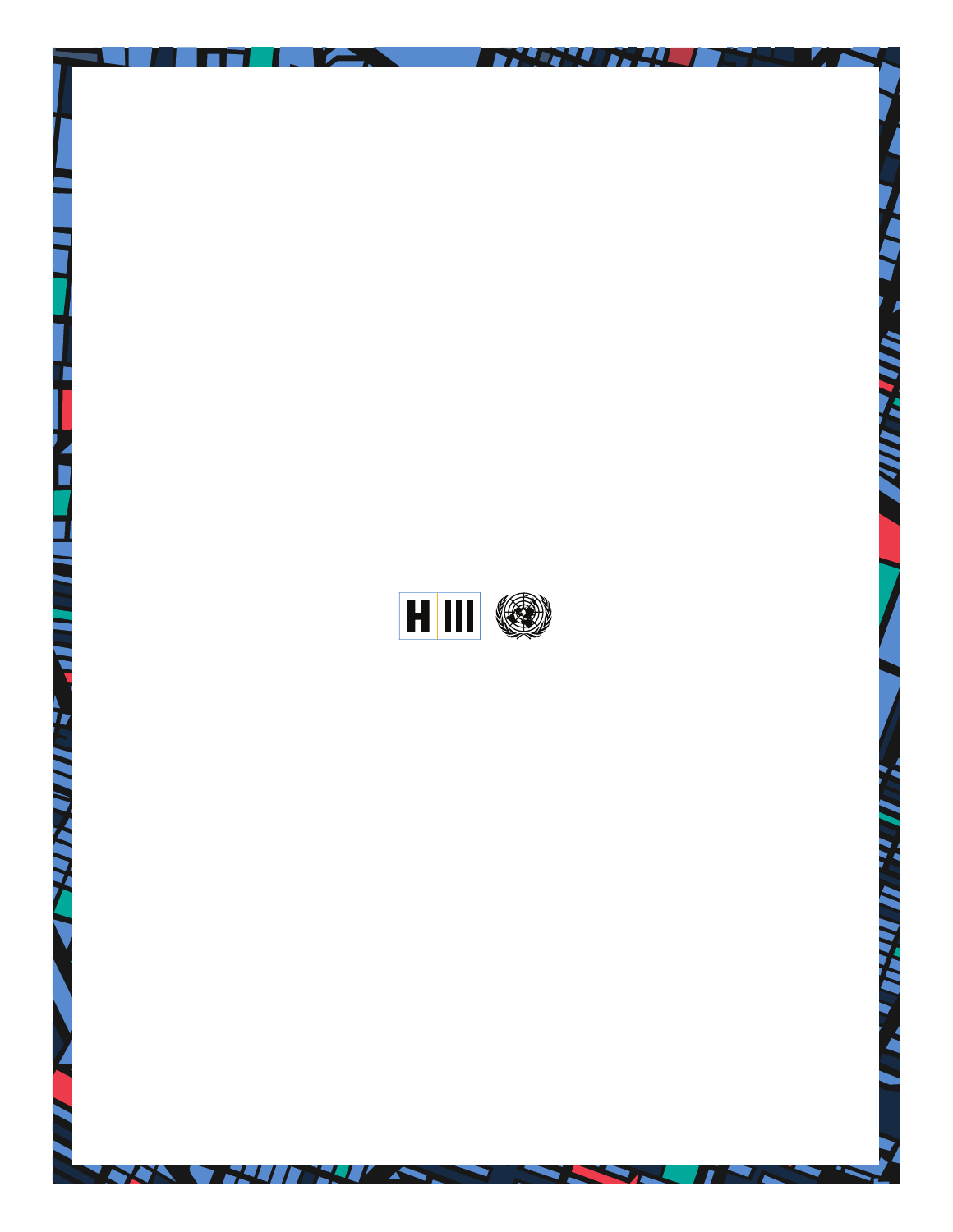H III